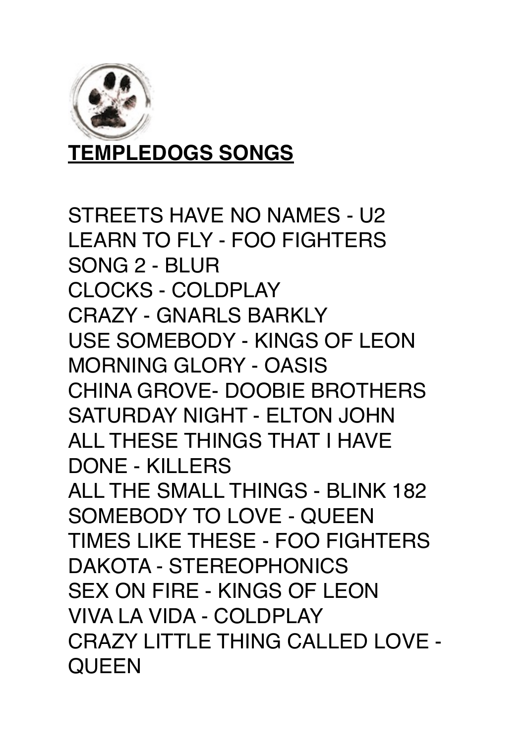**TEMPLEDOGS SONGS**

STREETS HAVE NO NAMES - U2
LEARN TO FLY - FOO FIGHTERS
SONG 2 - BLUR
CLOCKS - COLDPLAY
CRAZY - GNARLS BARKLY
USE SOMEBODY - KINGS OF LEON
MORNING GLORY - OASIS
CHINA GROVE- DOOBIE BROTHERS
SATURDAY NIGHT - ELTON JOHN
ALL THESE THINGS THAT I HAVE DONE - KILLERS
ALL THE SMALL THINGS - BLINK 182
SOMEBODY TO LOVE - QUEEN
TIMES LIKE THESE - FOO FIGHTERS
DAKOTA - STEREOPHONICS
SEX ON FIRE - KINGS OF LEON
VIVA LA VIDA - COLDPLAY
CRAZY LITTLE THING CALLED LOVE - QUEEN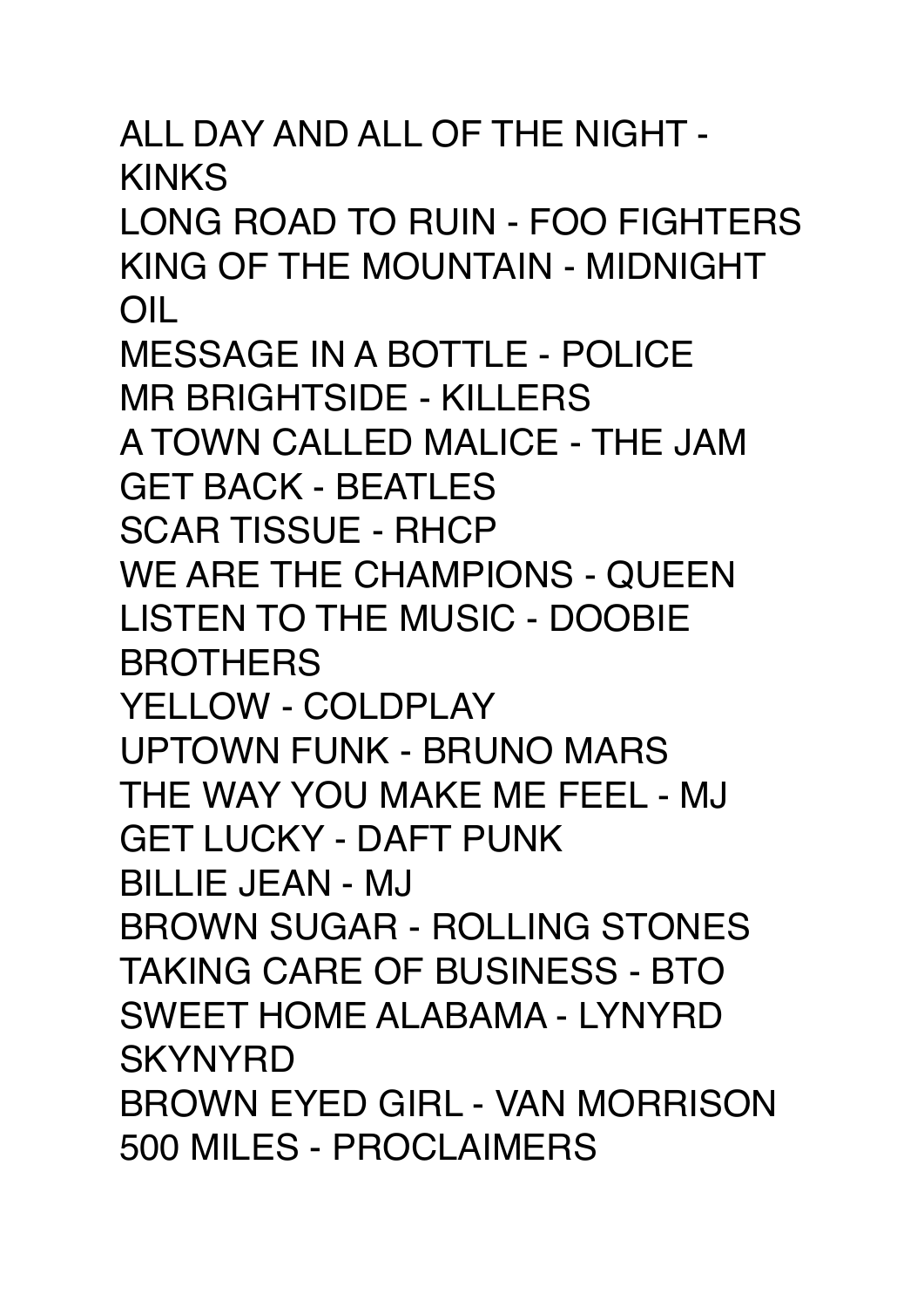ALL DAY AND ALL OF THE NIGHT - KINKS
LONG ROAD TO RUIN - FOO FIGHTERS
KING OF THE MOUNTAIN - MIDNIGHT OIL
MESSAGE IN A BOTTLE - POLICE
MR BRIGHTSIDE - KILLERS
A TOWN CALLED MALICE - THE JAM
GET BACK - BEATLES
SCAR TISSUE - RHCP
WE ARE THE CHAMPIONS - QUEEN
LISTEN TO THE MUSIC - DOOBIE BROTHERS
YELLOW - COLDPLAY
UPTOWN FUNK - BRUNO MARS
THE WAY YOU MAKE ME FEEL - MJ
GET LUCKY - DAFT PUNK
BILLIE JEAN - MJ
BROWN SUGAR - ROLLING STONES
TAKING CARE OF BUSINESS - BTO
SWEET HOME ALABAMA - LYNYRD SKYNYRD
BROWN EYED GIRL - VAN MORRISON
500 MILES - PROCLAIMERS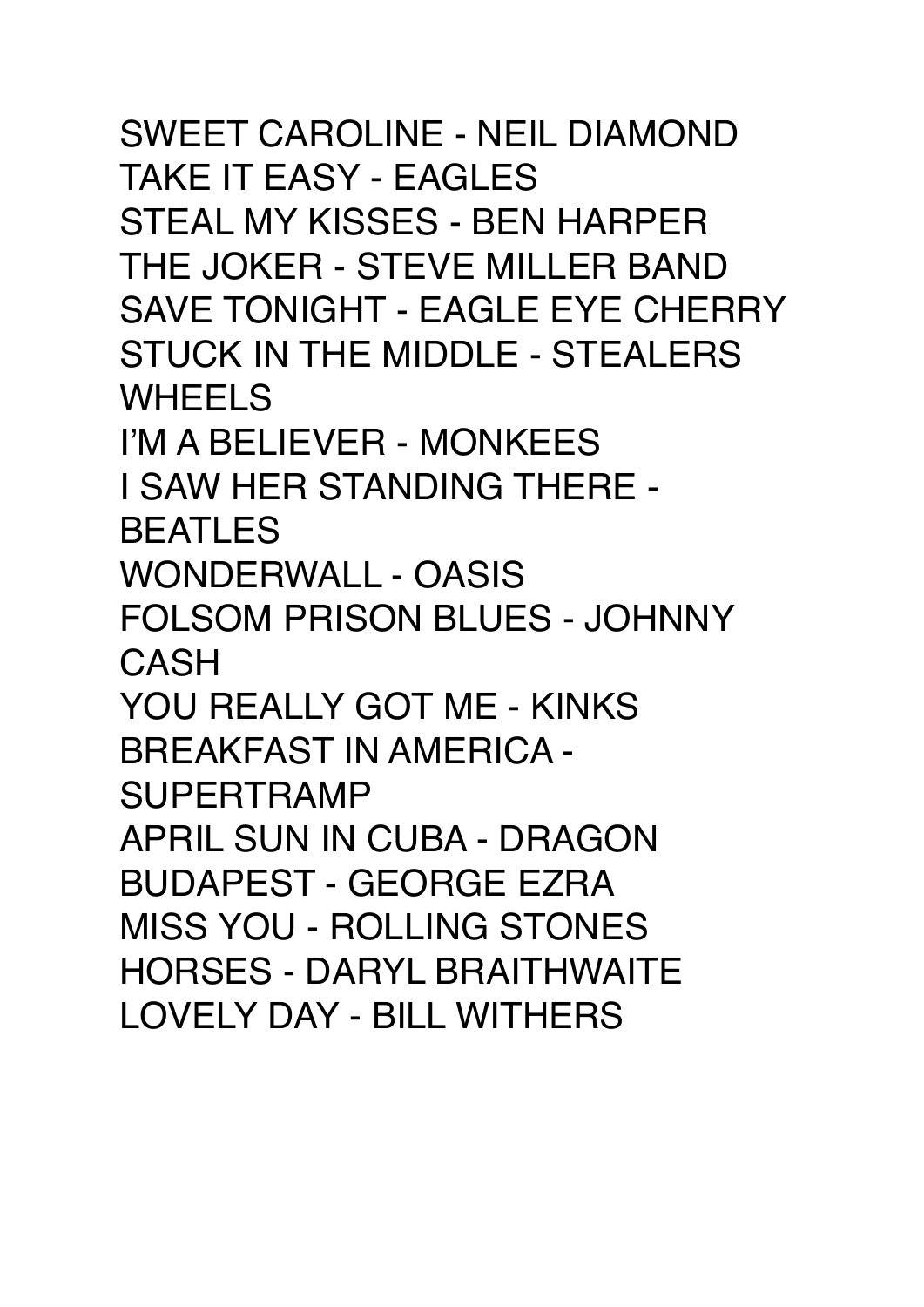SWEET CAROLINE - NEIL DIAMOND
TAKE IT EASY - EAGLES
STEAL MY KISSES - BEN HARPER
THE JOKER - STEVE MILLER BAND
SAVE TONIGHT - EAGLE EYE CHERRY
STUCK IN THE MIDDLE - STEALERS WHEELS
I'M A BELIEVER - MONKEES
I SAW HER STANDING THERE - BEATLES
WONDERWALL - OASIS
FOLSOM PRISON BLUES - JOHNNY CASH
YOU REALLY GOT ME - KINKS
BREAKFAST IN AMERICA - SUPERTRAMP
APRIL SUN IN CUBA - DRAGON
BUDAPEST - GEORGE EZRA
MISS YOU - ROLLING STONES
HORSES - DARYL BRAITHWAITE
LOVELY DAY - BILL WITHERS